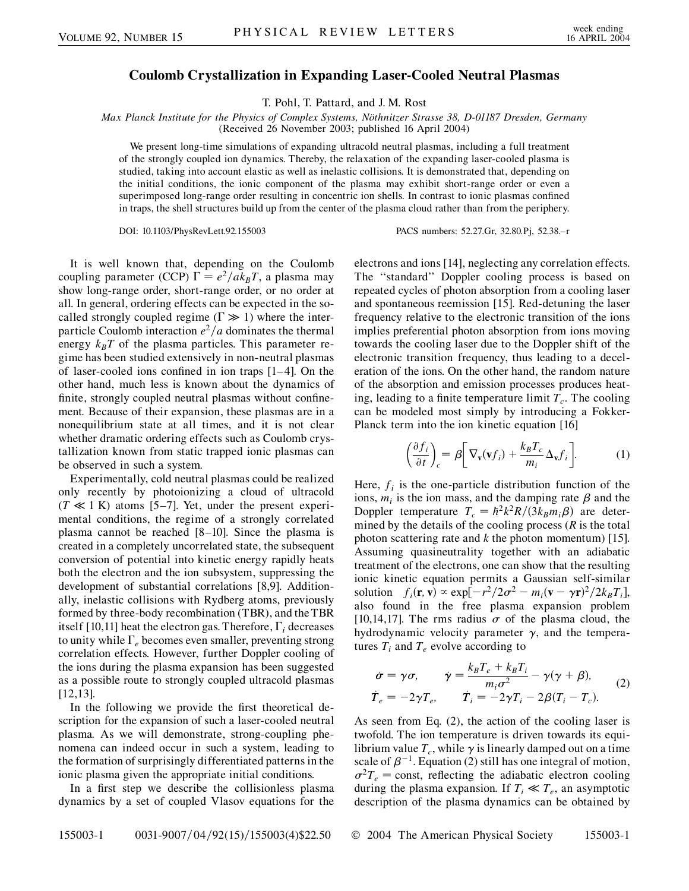# Coulomb Crystallization in Expanding Laser-Cooled Neutral Plasmas

T. Pohl, T. Pattard, and J. M. Rost

*Max Planck Institute for the Physics of Complex Systems, Nöthnitzer Strasse 38, D-01187 Dresden, Germany*
(Received 26 November 2003; published 16 April 2004)

We present long-time simulations of expanding ultracold neutral plasmas, including a full treatment of the strongly coupled ion dynamics. Thereby, the relaxation of the expanding laser-cooled plasma is studied, taking into account elastic as well as inelastic collisions. It is demonstrated that, depending on the initial conditions, the ionic component of the plasma may exhibit short-range order or even a superimposed long-range order resulting in concentric ion shells. In contrast to ionic plasmas confined in traps, the shell structures build up from the center of the plasma cloud rather than from the periphery.

DOI: 10.1103/PhysRevLett.92.155003 PACS numbers: 52.27.Gr, 32.80.Pj, 52.38.–r

It is well known that, depending on the Coulomb coupling parameter (CCP) $\Gamma = e^2/ak_BT$, a plasma may show long-range order, short-range order, or no order at all. In general, ordering effects can be expected in the so-called strongly coupled regime ($\Gamma \gg 1$) where the interparticle Coulomb interaction $e^2/a$ dominates the thermal energy $k_BT$ of the plasma particles. This parameter regime has been studied extensively in non-neutral plasmas of laser-cooled ions confined in ion traps [1–4]. On the other hand, much less is known about the dynamics of finite, strongly coupled neutral plasmas without confinement. Because of their expansion, these plasmas are in a nonequilibrium state at all times, and it is not clear whether dramatic ordering effects such as Coulomb crystallization known from static trapped ionic plasmas can be observed in such a system.

Experimentally, cold neutral plasmas could be realized only recently by photoionizing a cloud of ultracold ($T \ll 1$ K) atoms [5–7]. Yet, under the present experimental conditions, the regime of a strongly correlated plasma cannot be reached [8–10]. Since the plasma is created in a completely uncorrelated state, the subsequent conversion of potential into kinetic energy rapidly heats both the electron and the ion subsystem, suppressing the development of substantial correlations [8,9]. Additionally, inelastic collisions with Rydberg atoms, previously formed by three-body recombination (TBR), and the TBR itself [10,11] heat the electron gas. Therefore, $\Gamma_i$ decreases to unity while $\Gamma_e$ becomes even smaller, preventing strong correlation effects. However, further Doppler cooling of the ions during the plasma expansion has been suggested as a possible route to strongly coupled ultracold plasmas [12,13].

In the following we provide the first theoretical description for the expansion of such a laser-cooled neutral plasma. As we will demonstrate, strong-coupling phenomena can indeed occur in such a system, leading to the formation of surprisingly differentiated patterns in the ionic plasma given the appropriate initial conditions.

In a first step we describe the collisionless plasma dynamics by a set of coupled Vlasov equations for the electrons and ions [14], neglecting any correlation effects. The "standard" Doppler cooling process is based on repeated cycles of photon absorption from a cooling laser and spontaneous reemission [15]. Red-detuning the laser frequency relative to the electronic transition of the ions implies preferential photon absorption from ions moving towards the cooling laser due to the Doppler shift of the electronic transition frequency, thus leading to a deceleration of the ions. On the other hand, the random nature of the absorption and emission processes produces heating, leading to a finite temperature limit $T_c$. The cooling can be modeled most simply by introducing a Fokker-Planck term into the ion kinetic equation [16]

$$\left(\frac{\partial f_i}{\partial t}\right)_c = \beta\left[\nabla_{\mathbf{v}}(\mathbf{v}f_i) + \frac{k_BT_c}{m_i}\Delta_{\mathbf{v}}f_i\right]. \tag{1}$$

Here, $f_i$ is the one-particle distribution function of the ions, $m_i$ is the ion mass, and the damping rate $\beta$ and the Doppler temperature $T_c = \hbar^2k^2R/(3k_Bm_i\beta)$ are determined by the details of the cooling process ($R$ is the total photon scattering rate and $k$ the photon momentum) [15]. Assuming quasineutrality together with an adiabatic treatment of the electrons, one can show that the resulting ionic kinetic equation permits a Gaussian self-similar solution $f_i(\mathbf{r}, \mathbf{v}) \propto \exp[-r^2/2\sigma^2 - m_i(\mathbf{v} - \gamma\mathbf{r})^2/2k_BT_i]$, also found in the free plasma expansion problem [10,14,17]. The rms radius $\sigma$ of the plasma cloud, the hydrodynamic velocity parameter $\gamma$, and the temperatures $T_i$ and $T_e$ evolve according to

$$\begin{aligned} \dot{\sigma} &= \gamma\sigma, & \dot{\gamma} &= \frac{k_BT_e + k_BT_i}{m_i\sigma^2} - \gamma(\gamma + \beta), \\ \dot{T}_e &= -2\gamma T_e, & \dot{T}_i &= -2\gamma T_i - 2\beta(T_i - T_c). \end{aligned} \tag{2}$$

As seen from Eq. (2), the action of the cooling laser is twofold. The ion temperature is driven towards its equilibrium value $T_c$, while $\gamma$ is linearly damped out on a time scale of $\beta^{-1}$. Equation (2) still has one integral of motion, $\sigma^2T_e = \text{const}$, reflecting the adiabatic electron cooling during the plasma expansion. If $T_i \ll T_e$, an asymptotic description of the plasma dynamics can be obtained by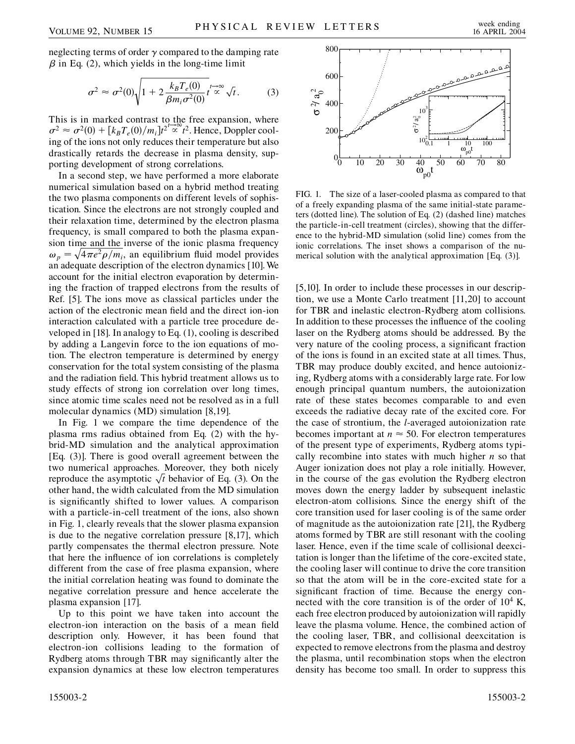neglecting terms of order $\gamma$ compared to the damping rate $\beta$ in Eq. (2), which yields in the long-time limit

$$\sigma^2 \approx \sigma^2(0)\sqrt{1 + 2\frac{k_B T_e(0)}{\beta m_i \sigma^2(0)} t} \overset{t\to\infty}{\propto} \sqrt{t}. \qquad (3)$$

This is in marked contrast to the free expansion, where $\sigma^2 \approx \sigma^2(0) + [k_B T_e(0)/m_i]t^2 \overset{t\to\infty}{\propto} t^2$. Hence, Doppler cooling of the ions not only reduces their temperature but also drastically retards the decrease in plasma density, supporting development of strong correlations.

In a second step, we have performed a more elaborate numerical simulation based on a hybrid method treating the two plasma components on different levels of sophistication. Since the electrons are not strongly coupled and their relaxation time, determined by the electron plasma frequency, is small compared to both the plasma expansion time and the inverse of the ionic plasma frequency $\omega_p = \sqrt{4\pi e^2 \rho / m_i}$, an equilibrium fluid model provides an adequate description of the electron dynamics [10]. We account for the initial electron evaporation by determining the fraction of trapped electrons from the results of Ref. [5]. The ions move as classical particles under the action of the electronic mean field and the direct ion-ion interaction calculated with a particle tree procedure developed in [18]. In analogy to Eq. (1), cooling is described by adding a Langevin force to the ion equations of motion. The electron temperature is determined by energy conservation for the total system consisting of the plasma and the radiation field. This hybrid treatment allows us to study effects of strong ion correlation over long times, since atomic time scales need not be resolved as in a full molecular dynamics (MD) simulation [8,19].

In Fig. 1 we compare the time dependence of the plasma rms radius obtained from Eq. (2) with the hybrid-MD simulation and the analytical approximation [Eq. (3)]. There is good overall agreement between the two numerical approaches. Moreover, they both nicely reproduce the asymptotic $\sqrt{t}$ behavior of Eq. (3). On the other hand, the width calculated from the MD simulation is significantly shifted to lower values. A comparison with a particle-in-cell treatment of the ions, also shown in Fig. 1, clearly reveals that the slower plasma expansion is due to the negative correlation pressure [8,17], which partly compensates the thermal electron pressure. Note that here the influence of ion correlations is completely different from the case of free plasma expansion, where the initial correlation heating was found to dominate the negative correlation pressure and hence accelerate the plasma expansion [17].

Up to this point we have taken into account the electron-ion interaction on the basis of a mean field description only. However, it has been found that electron-ion collisions leading to the formation of Rydberg atoms through TBR may significantly alter the expansion dynamics at these low electron temperatures [5,10]. In order to include these processes in our description, we use a Monte Carlo treatment [11,20] to account for TBR and inelastic electron-Rydberg atom collisions. In addition to these processes the influence of the cooling laser on the Rydberg atoms should be addressed. By the very nature of the cooling process, a significant fraction of the ions is found in an excited state at all times. Thus, TBR may produce doubly excited, and hence autoionizing, Rydberg atoms with a considerably large rate. For low enough principal quantum numbers, the autoionization rate of these states becomes comparable to and even exceeds the radiative decay rate of the excited core. For the case of strontium, the $l$-averaged autoionization rate becomes important at $n \approx 50$. For electron temperatures of the present type of experiments, Rydberg atoms typically recombine into states with much higher $n$ so that Auger ionization does not play a role initially. However, in the course of the gas evolution the Rydberg electron moves down the energy ladder by subsequent inelastic electron-atom collisions. Since the energy shift of the core transition used for laser cooling is of the same order of magnitude as the autoionization rate [21], the Rydberg atoms formed by TBR are still resonant with the cooling laser. Hence, even if the time scale of collisional deexcitation is longer than the lifetime of the core-excited state, the cooling laser will continue to drive the core transition so that the atom will be in the core-excited state for a significant fraction of time. Because the energy connected with the core transition is of the order of $10^4$ K, each free electron produced by autoionization will rapidly leave the plasma volume. Hence, the combined action of the cooling laser, TBR, and collisional deexcitation is expected to remove electrons from the plasma and destroy the plasma, until recombination stops when the electron density has become too small. In order to suppress this

$\sigma^2/a_0^2$
800
600
400
200
0
0 10 20 30 40 50 60 70 80
$\omega_{p0}t$

Inset: $\sigma^2/a_0^2$, $10^3$, $10^2$, 0.1, 1, 10, 100, $\omega_{p0}t$

FIG. 1. The size of a laser-cooled plasma as compared to that of a freely expanding plasma of the same initial-state parameters (dotted line). The solution of Eq. (2) (dashed line) matches the particle-in-cell treatment (circles), showing that the difference to the hybrid-MD simulation (solid line) comes from the ionic correlations. The inset shows a comparison of the numerical solution with the analytical approximation [Eq. (3)].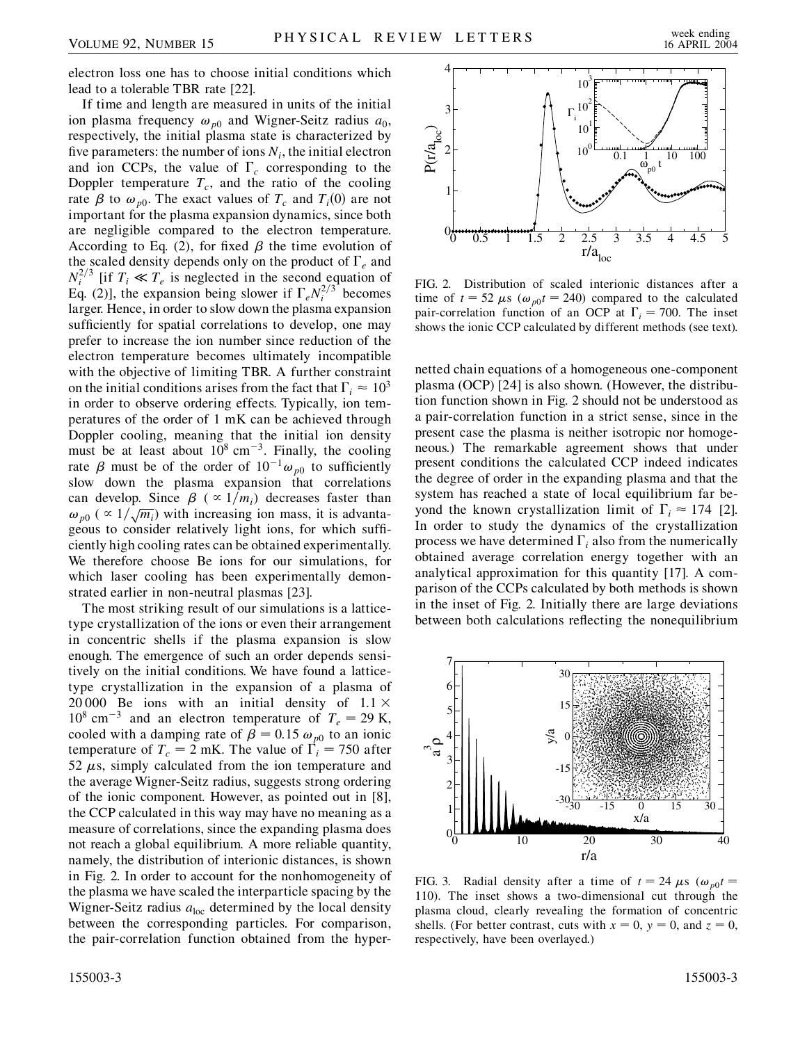electron loss one has to choose initial conditions which lead to a tolerable TBR rate [22].

If time and length are measured in units of the initial ion plasma frequency $\omega_{p0}$ and Wigner-Seitz radius $a_0$, respectively, the initial plasma state is characterized by five parameters: the number of ions $N_i$, the initial electron and ion CCPs, the value of $\Gamma_c$ corresponding to the Doppler temperature $T_c$, and the ratio of the cooling rate $\beta$ to $\omega_{p0}$. The exact values of $T_c$ and $T_i(0)$ are not important for the plasma expansion dynamics, since both are negligible compared to the electron temperature. According to Eq. (2), for fixed $\beta$ the time evolution of the scaled density depends only on the product of $\Gamma_e$ and $N_i^{2/3}$ [if $T_i \ll T_e$ is neglected in the second equation of Eq. (2)], the expansion being slower if $\Gamma_e N_i^{2/3}$ becomes larger. Hence, in order to slow down the plasma expansion sufficiently for spatial correlations to develop, one may prefer to increase the ion number since reduction of the electron temperature becomes ultimately incompatible with the objective of limiting TBR. A further constraint on the initial conditions arises from the fact that $\Gamma_i \approx 10^3$ in order to observe ordering effects. Typically, ion temperatures of the order of 1 mK can be achieved through Doppler cooling, meaning that the initial ion density must be at least about $10^8\ \mathrm{cm}^{-3}$. Finally, the cooling rate $\beta$ must be of the order of $10^{-1}\omega_{p0}$ to sufficiently slow down the plasma expansion that correlations can develop. Since $\beta$ ($\propto 1/m_i$) decreases faster than $\omega_{p0}$ ($\propto 1/\sqrt{m_i}$) with increasing ion mass, it is advantageous to consider relatively light ions, for which sufficiently high cooling rates can be obtained experimentally. We therefore choose Be ions for our simulations, for which laser cooling has been experimentally demonstrated earlier in non-neutral plasmas [23].

The most striking result of our simulations is a lattice-type crystallization of the ions or even their arrangement in concentric shells if the plasma expansion is slow enough. The emergence of such an order depends sensitively on the initial conditions. We have found a lattice-type crystallization in the expansion of a plasma of 20 000 Be ions with an initial density of $1.1 \times 10^8\ \mathrm{cm}^{-3}$ and an electron temperature of $T_e = 29$ K, cooled with a damping rate of $\beta = 0.15\ \omega_{p0}$ to an ionic temperature of $T_c = 2$ mK. The value of $\Gamma_i = 750$ after 52 $\mu$s, simply calculated from the ion temperature and the average Wigner-Seitz radius, suggests strong ordering of the ionic component. However, as pointed out in [8], the CCP calculated in this way may have no meaning as a measure of correlations, since the expanding plasma does not reach a global equilibrium. A more reliable quantity, namely, the distribution of interionic distances, is shown in Fig. 2. In order to account for the nonhomogeneity of the plasma we have scaled the interparticle spacing by the Wigner-Seitz radius $a_{\mathrm{loc}}$ determined by the local density between the corresponding particles. For comparison, the pair-correlation function obtained from the hypernetted chain equations of a homogeneous one-component plasma (OCP) [24] is also shown. (However, the distribution function shown in Fig. 2 should not be understood as a pair-correlation function in a strict sense, since in the present case the plasma is neither isotropic nor homogeneous.) The remarkable agreement shows that under present conditions the calculated CCP indeed indicates the degree of order in the expanding plasma and that the system has reached a state of local equilibrium far beyond the known crystallization limit of $\Gamma_i \approx 174$ [2]. In order to study the dynamics of the crystallization process we have determined $\Gamma_i$ also from the numerically obtained average correlation energy together with an analytical approximation for this quantity [17]. A comparison of the CCPs calculated by both methods is shown in the inset of Fig. 2. Initially there are large deviations between both calculations reflecting the nonequilibrium

FIG. 2. Distribution of scaled interionic distances after a time of $t = 52\ \mu$s ($\omega_{p0}t = 240$) compared to the calculated pair-correlation function of an OCP at $\Gamma_i = 700$. The inset shows the ionic CCP calculated by different methods (see text).

FIG. 3. Radial density after a time of $t = 24\ \mu$s ($\omega_{p0}t = 110$). The inset shows a two-dimensional cut through the plasma cloud, clearly revealing the formation of concentric shells. (For better contrast, cuts with $x = 0$, $y = 0$, and $z = 0$, respectively, have been overlayed.)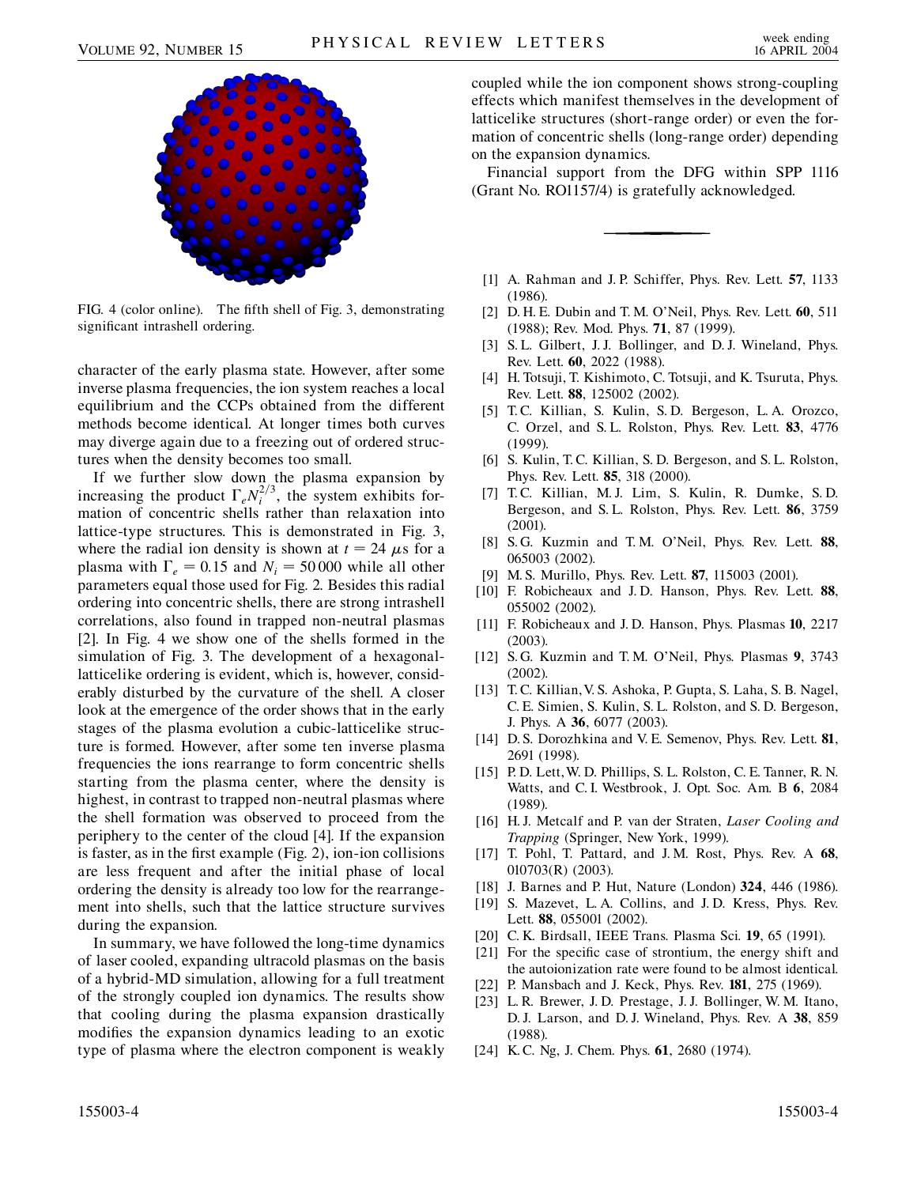FIG. 4 (color online). The fifth shell of Fig. 3, demonstrating significant intrashell ordering.

character of the early plasma state. However, after some inverse plasma frequencies, the ion system reaches a local equilibrium and the CCPs obtained from the different methods become identical. At longer times both curves may diverge again due to a freezing out of ordered structures when the density becomes too small.

If we further slow down the plasma expansion by increasing the product $\Gamma_e N_i^{2/3}$, the system exhibits formation of concentric shells rather than relaxation into lattice-type structures. This is demonstrated in Fig. 3, where the radial ion density is shown at $t = 24\ \mu$s for a plasma with $\Gamma_e = 0.15$ and $N_i = 50\,000$ while all other parameters equal those used for Fig. 2. Besides this radial ordering into concentric shells, there are strong intrashell correlations, also found in trapped non-neutral plasmas [2]. In Fig. 4 we show one of the shells formed in the simulation of Fig. 3. The development of a hexagonal-latticelike ordering is evident, which is, however, considerably disturbed by the curvature of the shell. A closer look at the emergence of the order shows that in the early stages of the plasma evolution a cubic-latticelike structure is formed. However, after some ten inverse plasma frequencies the ions rearrange to form concentric shells starting from the plasma center, where the density is highest, in contrast to trapped non-neutral plasmas where the shell formation was observed to proceed from the periphery to the center of the cloud [4]. If the expansion is faster, as in the first example (Fig. 2), ion-ion collisions are less frequent and after the initial phase of local ordering the density is already too low for the rearrangement into shells, such that the lattice structure survives during the expansion.

In summary, we have followed the long-time dynamics of laser cooled, expanding ultracold plasmas on the basis of a hybrid-MD simulation, allowing for a full treatment of the strongly coupled ion dynamics. The results show that cooling during the plasma expansion drastically modifies the expansion dynamics leading to an exotic type of plasma where the electron component is weakly coupled while the ion component shows strong-coupling effects which manifest themselves in the development of latticelike structures (short-range order) or even the formation of concentric shells (long-range order) depending on the expansion dynamics.

Financial support from the DFG within SPP 1116 (Grant No. RO1157/4) is gratefully acknowledged.

---

[1] A. Rahman and J. P. Schiffer, Phys. Rev. Lett. **57**, 1133 (1986).

[2] D. H. E. Dubin and T. M. O'Neil, Phys. Rev. Lett. **60**, 511 (1988); Rev. Mod. Phys. **71**, 87 (1999).

[3] S. L. Gilbert, J. J. Bollinger, and D. J. Wineland, Phys. Rev. Lett. **60**, 2022 (1988).

[4] H. Totsuji, T. Kishimoto, C. Totsuji, and K. Tsuruta, Phys. Rev. Lett. **88**, 125002 (2002).

[5] T. C. Killian, S. Kulin, S. D. Bergeson, L. A. Orozco, C. Orzel, and S. L. Rolston, Phys. Rev. Lett. **83**, 4776 (1999).

[6] S. Kulin, T. C. Killian, S. D. Bergeson, and S. L. Rolston, Phys. Rev. Lett. **85**, 318 (2000).

[7] T. C. Killian, M. J. Lim, S. Kulin, R. Dumke, S. D. Bergeson, and S. L. Rolston, Phys. Rev. Lett. **86**, 3759 (2001).

[8] S. G. Kuzmin and T. M. O'Neil, Phys. Rev. Lett. **88**, 065003 (2002).

[9] M. S. Murillo, Phys. Rev. Lett. **87**, 115003 (2001).

[10] F. Robicheaux and J. D. Hanson, Phys. Rev. Lett. **88**, 055002 (2002).

[11] F. Robicheaux and J. D. Hanson, Phys. Plasmas **10**, 2217 (2003).

[12] S. G. Kuzmin and T. M. O'Neil, Phys. Plasmas **9**, 3743 (2002).

[13] T. C. Killian, V. S. Ashoka, P. Gupta, S. Laha, S. B. Nagel, C. E. Simien, S. Kulin, S. L. Rolston, and S. D. Bergeson, J. Phys. A **36**, 6077 (2003).

[14] D. S. Dorozhkina and V. E. Semenov, Phys. Rev. Lett. **81**, 2691 (1998).

[15] P. D. Lett, W. D. Phillips, S. L. Rolston, C. E. Tanner, R. N. Watts, and C. I. Westbrook, J. Opt. Soc. Am. B **6**, 2084 (1989).

[16] H. J. Metcalf and P. van der Straten, *Laser Cooling and Trapping* (Springer, New York, 1999).

[17] T. Pohl, T. Pattard, and J. M. Rost, Phys. Rev. A **68**, 010703(R) (2003).

[18] J. Barnes and P. Hut, Nature (London) **324**, 446 (1986).

[19] S. Mazevet, L. A. Collins, and J. D. Kress, Phys. Rev. Lett. **88**, 055001 (2002).

[20] C. K. Birdsall, IEEE Trans. Plasma Sci. **19**, 65 (1991).

[21] For the specific case of strontium, the energy shift and the autoionization rate were found to be almost identical.

[22] P. Mansbach and J. Keck, Phys. Rev. **181**, 275 (1969).

[23] L. R. Brewer, J. D. Prestage, J. J. Bollinger, W. M. Itano, D. J. Larson, and D. J. Wineland, Phys. Rev. A **38**, 859 (1988).

[24] K. C. Ng, J. Chem. Phys. **61**, 2680 (1974).